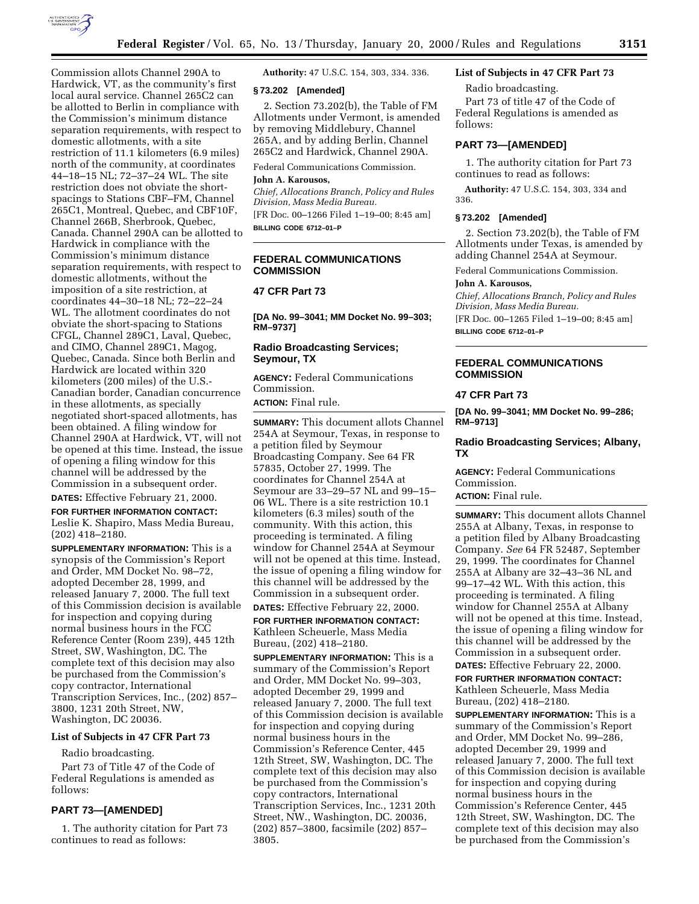Commission allots Channel 290A to Hardwick, VT, as the community's first local aural service. Channel 265C2 can be allotted to Berlin in compliance with the Commission's minimum distance separation requirements, with respect to domestic allotments, with a site restriction of 11.1 kilometers (6.9 miles) north of the community, at coordinates 44–18–15 NL; 72–37–24 WL. The site restriction does not obviate the short-spacings to Stations CBF–FM, Channel 265C1, Montreal, Quebec, and CBF10F, Channel 266B, Sherbrook, Quebec, Canada. Channel 290A can be allotted to Hardwick in compliance with the Commission's minimum distance separation requirements, with respect to domestic allotments, without the imposition of a site restriction, at coordinates 44–30–18 NL; 72–22–24 WL. The allotment coordinates do not obviate the short-spacing to Stations CFGL, Channel 289C1, Laval, Quebec, and CIMO, Channel 289C1, Magog, Quebec, Canada. Since both Berlin and Hardwick are located within 320 kilometers (200 miles) of the U.S.-Canadian border, Canadian concurrence in these allotments, as specially negotiated short-spaced allotments, has been obtained. A filing window for Channel 290A at Hardwick, VT, will not be opened at this time. Instead, the issue of opening a filing window for this channel will be addressed by the Commission in a subsequent order.

**DATES:** Effective February 21, 2000.

**FOR FURTHER INFORMATION CONTACT:** Leslie K. Shapiro, Mass Media Bureau, (202) 418–2180.

**SUPPLEMENTARY INFORMATION:** This is a synopsis of the Commission's Report and Order, MM Docket No. 98–72, adopted December 28, 1999, and released January 7, 2000. The full text of this Commission decision is available for inspection and copying during normal business hours in the FCC Reference Center (Room 239), 445 12th Street, SW, Washington, DC. The complete text of this decision may also be purchased from the Commission's copy contractor, International Transcription Services, Inc., (202) 857–3800, 1231 20th Street, NW, Washington, DC 20036.

### List of Subjects in 47 CFR Part 73

Radio broadcasting.

Part 73 of Title 47 of the Code of Federal Regulations is amended as follows:

## PART 73—[AMENDED]

1. The authority citation for Part 73 continues to read as follows:

**Authority:** 47 U.S.C. 154, 303, 334. 336.

### § 73.202 [Amended]

2. Section 73.202(b), the Table of FM Allotments under Vermont, is amended by removing Middlebury, Channel 265A, and by adding Berlin, Channel 265C2 and Hardwick, Channel 290A.

Federal Communications Commission.

**John A. Karousos,**

*Chief, Allocations Branch, Policy and Rules Division, Mass Media Bureau.*

[FR Doc. 00–1266 Filed 1–19–00; 8:45 am]

**BILLING CODE 6712–01–P**

---

## FEDERAL COMMUNICATIONS COMMISSION

## 47 CFR Part 73

**[DA No. 99–3041; MM Docket No. 99–303; RM–9737]**

## Radio Broadcasting Services; Seymour, TX

**AGENCY:** Federal Communications Commission.

**ACTION:** Final rule.

**SUMMARY:** This document allots Channel 254A at Seymour, Texas, in response to a petition filed by Seymour Broadcasting Company. See 64 FR 57835, October 27, 1999. The coordinates for Channel 254A at Seymour are 33–29–57 NL and 99–15–06 WL. There is a site restriction 10.1 kilometers (6.3 miles) south of the community. With this action, this proceeding is terminated. A filing window for Channel 254A at Seymour will not be opened at this time. Instead, the issue of opening a filing window for this channel will be addressed by the Commission in a subsequent order.

**DATES:** Effective February 22, 2000.

**FOR FURTHER INFORMATION CONTACT:** Kathleen Scheuerle, Mass Media Bureau, (202) 418–2180.

**SUPPLEMENTARY INFORMATION:** This is a summary of the Commission's Report and Order, MM Docket No. 99–303, adopted December 29, 1999 and released January 7, 2000. The full text of this Commission decision is available for inspection and copying during normal business hours in the Commission's Reference Center, 445 12th Street, SW, Washington, DC. The complete text of this decision may also be purchased from the Commission's copy contractors, International Transcription Services, Inc., 1231 20th Street, NW., Washington, DC. 20036, (202) 857–3800, facsimile (202) 857–3805.

### List of Subjects in 47 CFR Part 73

Radio broadcasting.

Part 73 of title 47 of the Code of Federal Regulations is amended as follows:

## PART 73—[AMENDED]

1. The authority citation for Part 73 continues to read as follows:

**Authority:** 47 U.S.C. 154, 303, 334 and 336.

### § 73.202 [Amended]

2. Section 73.202(b), the Table of FM Allotments under Texas, is amended by adding Channel 254A at Seymour.

Federal Communications Commission.

**John A. Karousos,**

*Chief, Allocations Branch, Policy and Rules Division, Mass Media Bureau.*

[FR Doc. 00–1265 Filed 1–19–00; 8:45 am]

**BILLING CODE 6712–01–P**

---

## FEDERAL COMMUNICATIONS COMMISSION

## 47 CFR Part 73

**[DA No. 99–3041; MM Docket No. 99–286; RM–9713]**

## Radio Broadcasting Services; Albany, TX

**AGENCY:** Federal Communications Commission.

**ACTION:** Final rule.

**SUMMARY:** This document allots Channel 255A at Albany, Texas, in response to a petition filed by Albany Broadcasting Company. *See* 64 FR 52487, September 29, 1999. The coordinates for Channel 255A at Albany are 32–43–36 NL and 99–17–42 WL. With this action, this proceeding is terminated. A filing window for Channel 255A at Albany will not be opened at this time. Instead, the issue of opening a filing window for this channel will be addressed by the Commission in a subsequent order.

**DATES:** Effective February 22, 2000.

**FOR FURTHER INFORMATION CONTACT:** Kathleen Scheuerle, Mass Media Bureau, (202) 418–2180.

**SUPPLEMENTARY INFORMATION:** This is a summary of the Commission's Report and Order, MM Docket No. 99–286, adopted December 29, 1999 and released January 7, 2000. The full text of this Commission decision is available for inspection and copying during normal business hours in the Commission's Reference Center, 445 12th Street, SW, Washington, DC. The complete text of this decision may also be purchased from the Commission's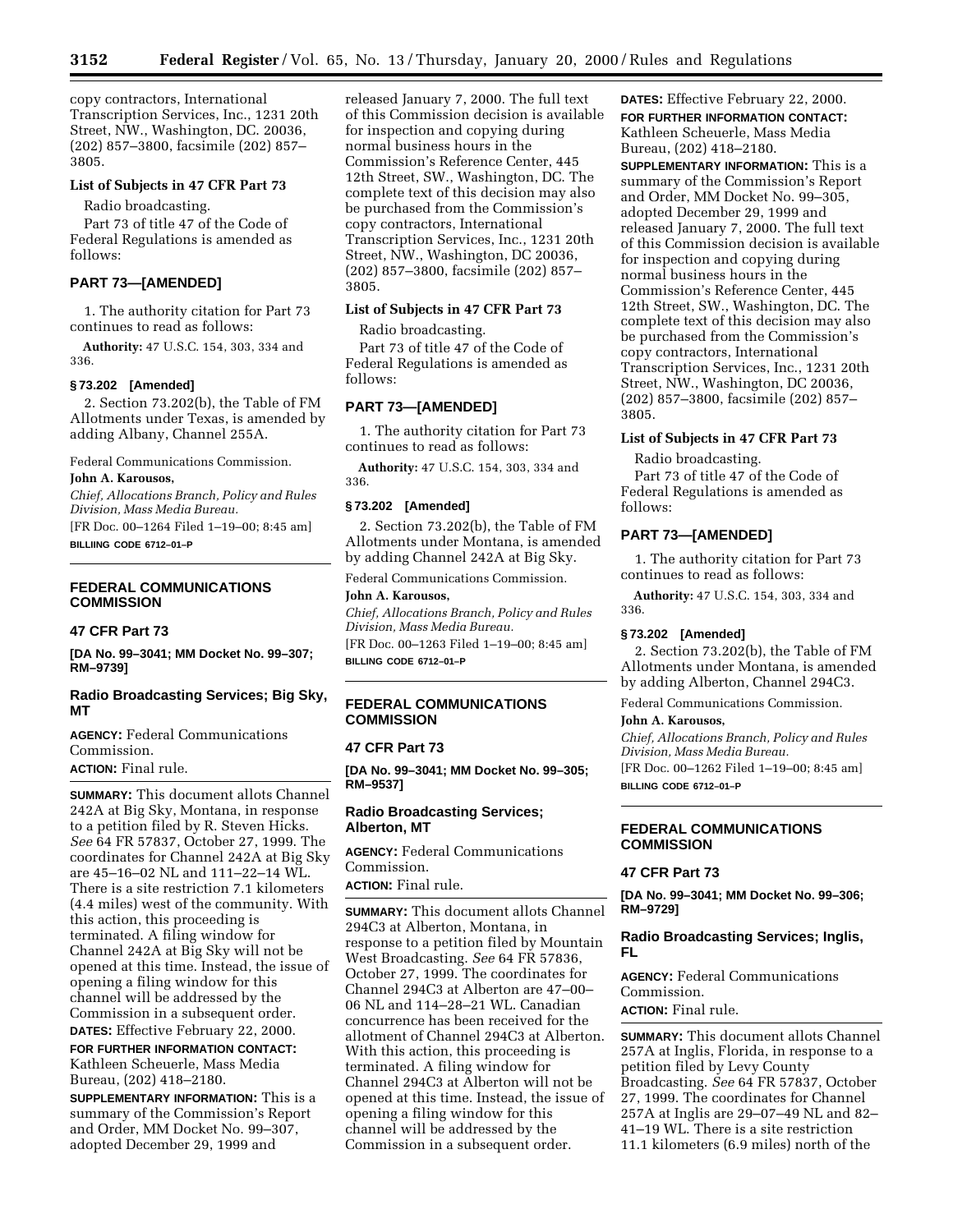copy contractors, International Transcription Services, Inc., 1231 20th Street, NW., Washington, DC. 20036, (202) 857–3800, facsimile (202) 857–3805.

**List of Subjects in 47 CFR Part 73**

Radio broadcasting.

Part 73 of title 47 of the Code of Federal Regulations is amended as follows:

## PART 73—[AMENDED]

1. The authority citation for Part 73 continues to read as follows:

**Authority:** 47 U.S.C. 154, 303, 334 and 336.

**§ 73.202 [Amended]**

2. Section 73.202(b), the Table of FM Allotments under Texas, is amended by adding Albany, Channel 255A.

Federal Communications Commission.

**John A. Karousos,**

*Chief, Allocations Branch, Policy and Rules Division, Mass Media Bureau.*

[FR Doc. 00–1264 Filed 1–19–00; 8:45 am]

**BILLIING CODE 6712–01–P**

---

## FEDERAL COMMUNICATIONS COMMISSION

### 47 CFR Part 73

**[DA No. 99–3041; MM Docket No. 99–307; RM–9739]**

### Radio Broadcasting Services; Big Sky, MT

**AGENCY:** Federal Communications Commission.

**ACTION:** Final rule.

**SUMMARY:** This document allots Channel 242A at Big Sky, Montana, in response to a petition filed by R. Steven Hicks. *See* 64 FR 57837, October 27, 1999. The coordinates for Channel 242A at Big Sky are 45–16–02 NL and 111–22–14 WL. There is a site restriction 7.1 kilometers (4.4 miles) west of the community. With this action, this proceeding is terminated. A filing window for Channel 242A at Big Sky will not be opened at this time. Instead, the issue of opening a filing window for this channel will be addressed by the Commission in a subsequent order.

**DATES:** Effective February 22, 2000.

**FOR FURTHER INFORMATION CONTACT:** Kathleen Scheuerle, Mass Media Bureau, (202) 418–2180.

**SUPPLEMENTARY INFORMATION:** This is a summary of the Commission's Report and Order, MM Docket No. 99–307, adopted December 29, 1999 and released January 7, 2000. The full text of this Commission decision is available for inspection and copying during normal business hours in the Commission's Reference Center, 445 12th Street, SW., Washington, DC. The complete text of this decision may also be purchased from the Commission's copy contractors, International Transcription Services, Inc., 1231 20th Street, NW., Washington, DC 20036, (202) 857–3800, facsimile (202) 857–3805.

**List of Subjects in 47 CFR Part 73**

Radio broadcasting.

Part 73 of title 47 of the Code of Federal Regulations is amended as follows:

## PART 73—[AMENDED]

1. The authority citation for Part 73 continues to read as follows:

**Authority:** 47 U.S.C. 154, 303, 334 and 336.

**§ 73.202 [Amended]**

2. Section 73.202(b), the Table of FM Allotments under Montana, is amended by adding Channel 242A at Big Sky.

Federal Communications Commission.

**John A. Karousos,**

*Chief, Allocations Branch, Policy and Rules Division, Mass Media Bureau.*

[FR Doc. 00–1263 Filed 1–19–00; 8:45 am]

**BILLING CODE 6712–01–P**

---

## FEDERAL COMMUNICATIONS COMMISSION

### 47 CFR Part 73

**[DA No. 99–3041; MM Docket No. 99–305; RM–9537]**

### Radio Broadcasting Services; Alberton, MT

**AGENCY:** Federal Communications Commission.

**ACTION:** Final rule.

**SUMMARY:** This document allots Channel 294C3 at Alberton, Montana, in response to a petition filed by Mountain West Broadcasting. *See* 64 FR 57836, October 27, 1999. The coordinates for Channel 294C3 at Alberton are 47–00–06 NL and 114–28–21 WL. Canadian concurrence has been received for the allotment of Channel 294C3 at Alberton. With this action, this proceeding is terminated. A filing window for Channel 294C3 at Alberton will not be opened at this time. Instead, the issue of opening a filing window for this channel will be addressed by the Commission in a subsequent order.

**DATES:** Effective February 22, 2000.

**FOR FURTHER INFORMATION CONTACT:** Kathleen Scheuerle, Mass Media Bureau, (202) 418–2180.

**SUPPLEMENTARY INFORMATION:** This is a summary of the Commission's Report and Order, MM Docket No. 99–305, adopted December 29, 1999 and released January 7, 2000. The full text of this Commission decision is available for inspection and copying during normal business hours in the Commission's Reference Center, 445 12th Street, SW., Washington, DC. The complete text of this decision may also be purchased from the Commission's copy contractors, International Transcription Services, Inc., 1231 20th Street, NW., Washington, DC 20036, (202) 857–3800, facsimile (202) 857–3805.

**List of Subjects in 47 CFR Part 73**

Radio broadcasting.

Part 73 of title 47 of the Code of Federal Regulations is amended as follows:

## PART 73—[AMENDED]

1. The authority citation for Part 73 continues to read as follows:

**Authority:** 47 U.S.C. 154, 303, 334 and 336.

**§ 73.202 [Amended]**

2. Section 73.202(b), the Table of FM Allotments under Montana, is amended by adding Alberton, Channel 294C3.

Federal Communications Commission.

**John A. Karousos,**

*Chief, Allocations Branch, Policy and Rules Division, Mass Media Bureau.*

[FR Doc. 00–1262 Filed 1–19–00; 8:45 am]

**BILLING CODE 6712–01–P**

---

## FEDERAL COMMUNICATIONS COMMISSION

### 47 CFR Part 73

**[DA No. 99–3041; MM Docket No. 99–306; RM–9729]**

### Radio Broadcasting Services; Inglis, FL

**AGENCY:** Federal Communications Commission.

**ACTION:** Final rule.

**SUMMARY:** This document allots Channel 257A at Inglis, Florida, in response to a petition filed by Levy County Broadcasting. *See* 64 FR 57837, October 27, 1999. The coordinates for Channel 257A at Inglis are 29–07–49 NL and 82–41–19 WL. There is a site restriction 11.1 kilometers (6.9 miles) north of the